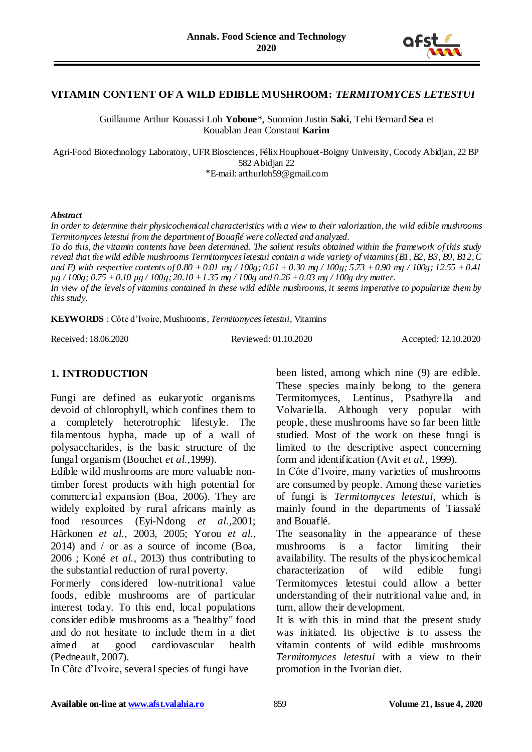# VITAMIN CONTENT OF A WILD EDIBLE MUSHROOM: *TERMITOMYCES LETESTUI*

Guillaume Arthur Kouassi Loh **Yoboue**\*, Suomion Justin **Saki**, Tehi Bernard **Sea** et Kouablan Jean Constant **Karim**

Agri-Food Biotechnology Laboratory, UFR Biosciences, Félix Houphouet-Boigny University, Cocody Abidjan, 22 BP 582 Abidjan 22
\*E-mail: arthurloh59@gmail.com

***Abstract***

*In order to determine their physicochemical characteristics with a view to their valorization, the wild edible mushrooms Termitomyces letestui from the department of Bouaflé were collected and analyzed.*
*To do this, the vitamin contents have been determined. The salient results obtained within the framework of this study reveal that the wild edible mushrooms Termitomyces letestui contain a wide variety of vitamins (B1, B2, B3, B9, B12, C and E) with respective contents of 0.80 ± 0.01 mg / 100g; 0.61 ± 0.30 mg / 100g; 5.73 ± 0.90 mg / 100g; 12.55 ± 0.41 µg / 100g; 0.75 ± 0.10 µg / 100g; 20.10 ± 1.35 mg / 100g and 0.26 ± 0.03 mg / 100g dry matter.*
*In view of the levels of vitamins contained in these wild edible mushrooms, it seems imperative to popularize them by this study.*

**KEYWORDS** : Côte d'Ivoire, Mushrooms, *Termitomyces letestui*, Vitamins

Received: 18.06.2020 Reviewed: 01.10.2020 Accepted: 12.10.2020

## 1. INTRODUCTION

Fungi are defined as eukaryotic organisms devoid of chlorophyll, which confines them to a completely heterotrophic lifestyle. The filamentous hypha, made up of a wall of polysaccharides, is the basic structure of the fungal organism (Bouchet *et al.*,1999).

Edible wild mushrooms are more valuable non-timber forest products with high potential for commercial expansion (Boa, 2006). They are widely exploited by rural africans mainly as food resources (Eyi-Ndong *et al.*,2001; Härkonen *et al.*, 2003, 2005; Yorou *et al.*, 2014) and / or as a source of income (Boa, 2006 ; Koné *et al.*, 2013) thus contributing to the substantial reduction of rural poverty.

Formerly considered low-nutritional value foods, edible mushrooms are of particular interest today. To this end, local populations consider edible mushrooms as a "healthy" food and do not hesitate to include them in a diet aimed at good cardiovascular health (Pedneault, 2007).

In Côte d'Ivoire, several species of fungi have been listed, among which nine (9) are edible. These species mainly belong to the genera Termitomyces, Lentinus, Psathyrella and Volvariella. Although very popular with people, these mushrooms have so far been little studied. Most of the work on these fungi is limited to the descriptive aspect concerning form and identification (Avit *et al.*, 1999).

In Côte d'Ivoire, many varieties of mushrooms are consumed by people. Among these varieties of fungi is *Termitomyces letestui*, which is mainly found in the departments of Tiassalé and Bouaflé.

The seasonality in the appearance of these mushrooms is a factor limiting their availability. The results of the physicochemical characterization of wild edible fungi Termitomyces letestui could allow a better understanding of their nutritional value and, in turn, allow their development.

It is with this in mind that the present study was initiated. Its objective is to assess the vitamin contents of wild edible mushrooms *Termitomyces letestui* with a view to their promotion in the Ivorian diet.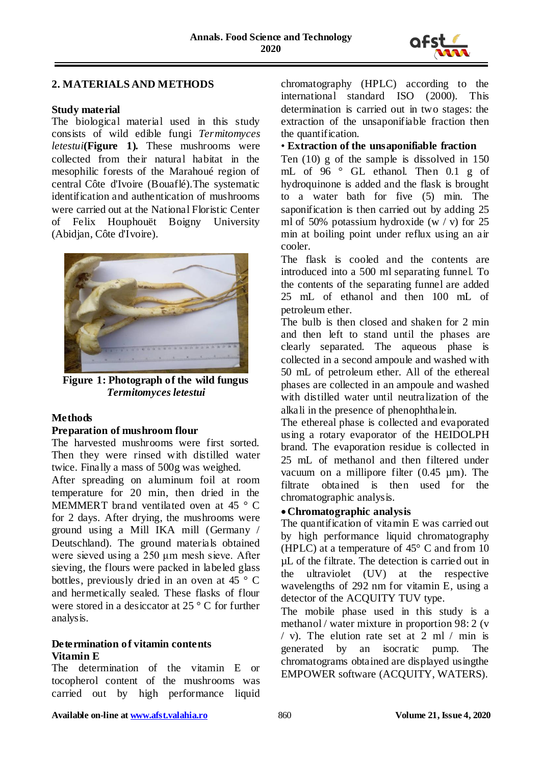## 2. MATERIALS AND METHODS

### Study material

The biological material used in this study consists of wild edible fungi *Termitomyces letestui*(**Figure 1).** These mushrooms were collected from their natural habitat in the mesophilic forests of the Marahoué region of central Côte d'Ivoire (Bouaflé).The systematic identification and authentication of mushrooms were carried out at the National Floristic Center of Felix Houphouët Boigny University (Abidjan, Côte d'Ivoire).

**Figure 1: Photograph of the wild fungus *Termitomyces letestui***

### Methods

#### Preparation of mushroom flour

The harvested mushrooms were first sorted. Then they were rinsed with distilled water twice. Finally a mass of 500g was weighed.

After spreading on aluminum foil at room temperature for 20 min, then dried in the MEMMERT brand ventilated oven at 45 ° C for 2 days. After drying, the mushrooms were ground using a Mill IKA mill (Germany / Deutschland). The ground materials obtained were sieved using a 250 µm mesh sieve. After sieving, the flours were packed in labeled glass bottles, previously dried in an oven at 45 ° C and hermetically sealed. These flasks of flour were stored in a desiccator at 25 ° C for further analysis.

#### Determination of vitamin contents

#### Vitamin E

The determination of the vitamin E or tocopherol content of the mushrooms was carried out by high performance liquid chromatography (HPLC) according to the international standard ISO (2000). This determination is carried out in two stages: the extraction of the unsaponifiable fraction then the quantification.

- **Extraction of the unsaponifiable fraction**

Ten (10) g of the sample is dissolved in 150 mL of 96 ° GL ethanol. Then 0.1 g of hydroquinone is added and the flask is brought to a water bath for five (5) min. The saponification is then carried out by adding 25 ml of 50% potassium hydroxide (w / v) for 25 min at boiling point under reflux using an air cooler.

The flask is cooled and the contents are introduced into a 500 ml separating funnel. To the contents of the separating funnel are added 25 mL of ethanol and then 100 mL of petroleum ether.

The bulb is then closed and shaken for 2 min and then left to stand until the phases are clearly separated. The aqueous phase is collected in a second ampoule and washed with 50 mL of petroleum ether. All of the ethereal phases are collected in an ampoule and washed with distilled water until neutralization of the alkali in the presence of phenophthalein.

The ethereal phase is collected and evaporated using a rotary evaporator of the HEIDOLPH brand. The evaporation residue is collected in 25 mL of methanol and then filtered under vacuum on a millipore filter (0.45 µm). The filtrate obtained is then used for the chromatographic analysis.

- **Chromatographic analysis**

The quantification of vitamin E was carried out by high performance liquid chromatography (HPLC) at a temperature of 45° C and from 10 µL of the filtrate. The detection is carried out in the ultraviolet (UV) at the respective wavelengths of 292 nm for vitamin E, using a detector of the ACQUITY TUV type.

The mobile phase used in this study is a methanol / water mixture in proportion 98: 2 (v / v). The elution rate set at 2 ml / min is generated by an isocratic pump. The chromatograms obtained are displayed usingthe EMPOWER software (ACQUITY, WATERS).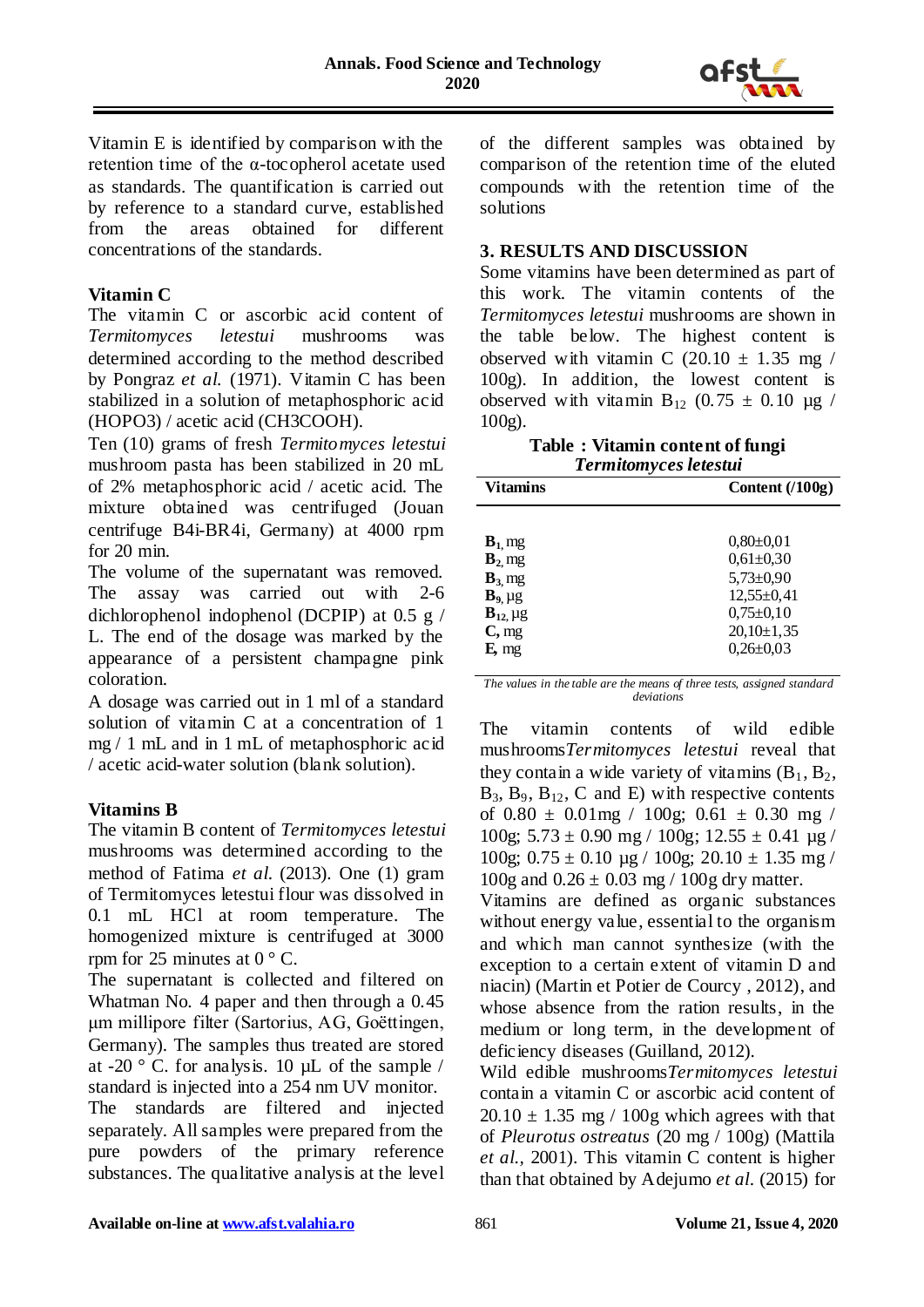Vitamin E is identified by comparison with the retention time of the α-tocopherol acetate used as standards. The quantification is carried out by reference to a standard curve, established from the areas obtained for different concentrations of the standards.

### Vitamin C

The vitamin C or ascorbic acid content of *Termitomyces letestui* mushrooms was determined according to the method described by Pongraz *et al.* (1971). Vitamin C has been stabilized in a solution of metaphosphoric acid (HOPO3) / acetic acid (CH3COOH).

Ten (10) grams of fresh *Termitomyces letestui* mushroom pasta has been stabilized in 20 mL of 2% metaphosphoric acid / acetic acid. The mixture obtained was centrifuged (Jouan centrifuge B4i-BR4i, Germany) at 4000 rpm for 20 min.

The volume of the supernatant was removed. The assay was carried out with 2-6 dichlorophenol indophenol (DCPIP) at 0.5 g / L. The end of the dosage was marked by the appearance of a persistent champagne pink coloration.

A dosage was carried out in 1 ml of a standard solution of vitamin C at a concentration of 1 mg / 1 mL and in 1 mL of metaphosphoric acid / acetic acid-water solution (blank solution).

### Vitamins B

The vitamin B content of *Termitomyces letestui* mushrooms was determined according to the method of Fatima *et al.* (2013). One (1) gram of Termitomyces letestui flour was dissolved in 0.1 mL HCl at room temperature. The homogenized mixture is centrifuged at 3000 rpm for 25 minutes at 0 ° C.

The supernatant is collected and filtered on Whatman No. 4 paper and then through a 0.45 µm millipore filter (Sartorius, AG, Goëttingen, Germany). The samples thus treated are stored at -20 ° C. for analysis. 10 µL of the sample / standard is injected into a 254 nm UV monitor.

The standards are filtered and injected separately. All samples were prepared from the pure powders of the primary reference substances. The qualitative analysis at the level of the different samples was obtained by comparison of the retention time of the eluted compounds with the retention time of the solutions

## 3. RESULTS AND DISCUSSION

Some vitamins have been determined as part of this work. The vitamin contents of the *Termitomyces letestui* mushrooms are shown in the table below. The highest content is observed with vitamin C (20.10 ± 1.35 mg / 100g). In addition, the lowest content is observed with vitamin $B_{12}$ (0.75 ± 0.10 µg / 100g).

**Table : Vitamin content of fungi *Termitomyces letestui***

| Vitamins | Content (/100g) |
|---|---|
| $B_1$, mg | 0,80±0,01 |
| $B_2$, mg | 0,61±0,30 |
| $B_3$, mg | 5,73±0,90 |
| $B_9$, µg | 12,55±0,41 |
| $B_{12}$, µg | 0,75±0,10 |
| C, mg | 20,10±1,35 |
| E, mg | 0,26±0,03 |

*The values in the table are the means of three tests, assigned standard deviations*

The vitamin contents of wild edible mushrooms *Termitomyces letestui* reveal that they contain a wide variety of vitamins ($B_1$, $B_2$, $B_3$, $B_9$, $B_{12}$, C and E) with respective contents of 0.80 ± 0.01mg / 100g; 0.61 ± 0.30 mg / 100g; 5.73 ± 0.90 mg / 100g; 12.55 ± 0.41 µg / 100g; 0.75 ± 0.10 µg / 100g; 20.10 ± 1.35 mg / 100g and 0.26 ± 0.03 mg / 100g dry matter.

Vitamins are defined as organic substances without energy value, essential to the organism and which man cannot synthesize (with the exception to a certain extent of vitamin D and niacin) (Martin et Potier de Courcy , 2012), and whose absence from the ration results, in the medium or long term, in the development of deficiency diseases (Guilland, 2012).

Wild edible mushrooms *Termitomyces letestui* contain a vitamin C or ascorbic acid content of 20.10 ± 1.35 mg / 100g which agrees with that of *Pleurotus ostreatus* (20 mg / 100g) (Mattila *et al.*, 2001). This vitamin C content is higher than that obtained by Adejumo *et al.* (2015) for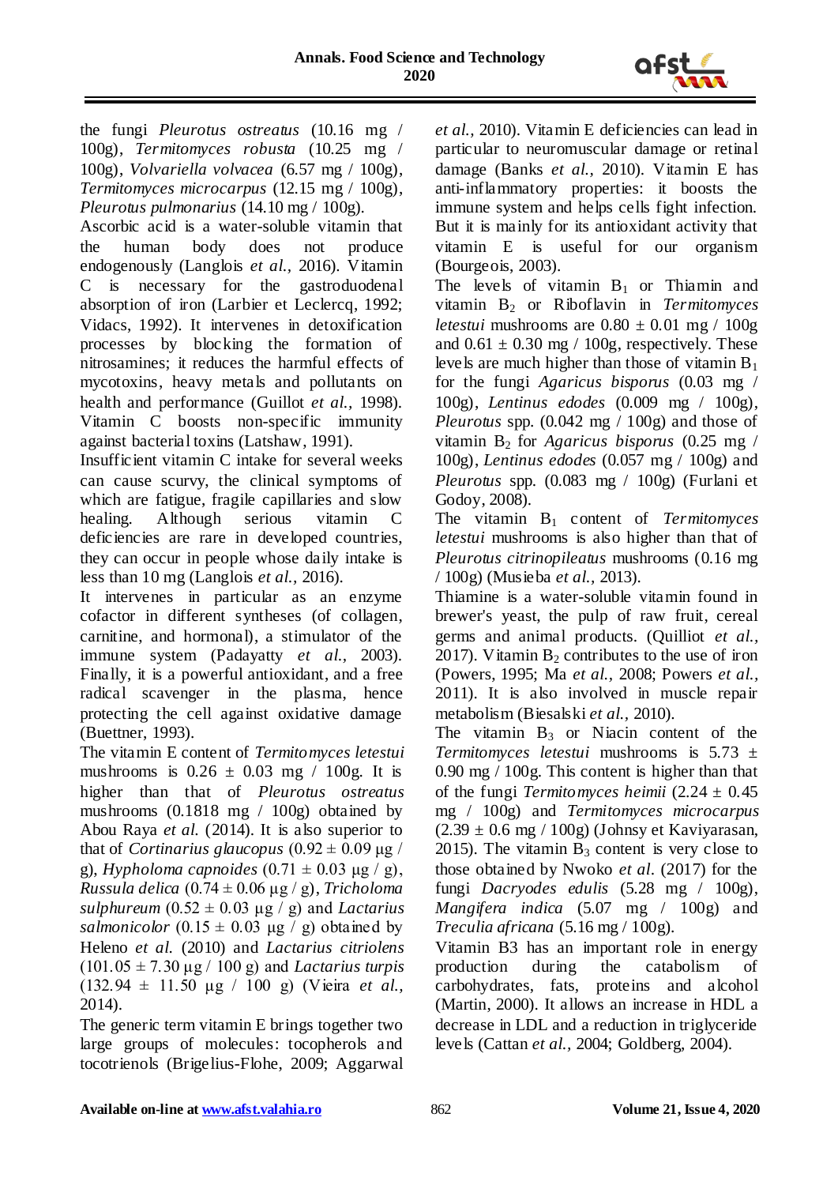the fungi *Pleurotus ostreatus* (10.16 mg / 100g), *Termitomyces robusta* (10.25 mg / 100g), *Volvariella volvacea* (6.57 mg / 100g), *Termitomyces microcarpus* (12.15 mg / 100g), *Pleurotus pulmonarius* (14.10 mg / 100g).

Ascorbic acid is a water-soluble vitamin that the human body does not produce endogenously (Langlois *et al.*, 2016). Vitamin C is necessary for the gastroduodenal absorption of iron (Larbier et Leclercq, 1992; Vidacs, 1992). It intervenes in detoxification processes by blocking the formation of nitrosamines; it reduces the harmful effects of mycotoxins, heavy metals and pollutants on health and performance (Guillot *et al.*, 1998). Vitamin C boosts non-specific immunity against bacterial toxins (Latshaw, 1991).

Insufficient vitamin C intake for several weeks can cause scurvy, the clinical symptoms of which are fatigue, fragile capillaries and slow healing. Although serious vitamin C deficiencies are rare in developed countries, they can occur in people whose daily intake is less than 10 mg (Langlois *et al.*, 2016).

It intervenes in particular as an enzyme cofactor in different syntheses (of collagen, carnitine, and hormonal), a stimulator of the immune system (Padayatty *et al.*, 2003). Finally, it is a powerful antioxidant, and a free radical scavenger in the plasma, hence protecting the cell against oxidative damage (Buettner, 1993).

The vitamin E content of *Termitomyces letestui* mushrooms is $0.26 \pm 0.03$ mg / 100g. It is higher than that of *Pleurotus ostreatus* mushrooms (0.1818 mg / 100g) obtained by Abou Raya *et al.* (2014). It is also superior to that of *Cortinarius glaucopus* ($0.92 \pm 0.09$ μg / g), *Hypholoma capnoides* ($0.71 \pm 0.03$ μg / g), *Russula delica* ($0.74 \pm 0.06$ μg / g), *Tricholoma sulphureum* ($0.52 \pm 0.03$ μg / g) and *Lactarius salmonicolor* ($0.15 \pm 0.03$ μg / g) obtained by Heleno *et al.* (2010) and *Lactarius citriolens* ($101.05 \pm 7.30$ μg / 100 g) and *Lactarius turpis* ($132.94 \pm 11.50$ μg / 100 g) (Vieira *et al.*, 2014).

The generic term vitamin E brings together two large groups of molecules: tocopherols and tocotrienols (Brigelius-Flohe, 2009; Aggarwal *et al.*, 2010). Vitamin E deficiencies can lead in particular to neuromuscular damage or retinal damage (Banks *et al.*, 2010). Vitamin E has anti-inflammatory properties: it boosts the immune system and helps cells fight infection. But it is mainly for its antioxidant activity that vitamin E is useful for our organism (Bourgeois, 2003).

The levels of vitamin $B_1$ or Thiamin and vitamin $B_2$ or Riboflavin in *Termitomyces letestui* mushrooms are $0.80 \pm 0.01$ mg / 100g and $0.61 \pm 0.30$ mg / 100g, respectively. These levels are much higher than those of vitamin $B_1$ for the fungi *Agaricus bisporus* (0.03 mg / 100g), *Lentinus edodes* (0.009 mg / 100g), *Pleurotus* spp. (0.042 mg / 100g) and those of vitamin $B_2$ for *Agaricus bisporus* (0.25 mg / 100g), *Lentinus edodes* (0.057 mg / 100g) and *Pleurotus* spp. (0.083 mg / 100g) (Furlani et Godoy, 2008).

The vitamin $B_1$ content of *Termitomyces letestui* mushrooms is also higher than that of *Pleurotus citrinopileatus* mushrooms (0.16 mg / 100g) (Musieba *et al.*, 2013).

Thiamine is a water-soluble vitamin found in brewer's yeast, the pulp of raw fruit, cereal germs and animal products. (Quilliot *et al.*, 2017). Vitamin $B_2$ contributes to the use of iron (Powers, 1995; Ma *et al.*, 2008; Powers *et al.*, 2011). It is also involved in muscle repair metabolism (Biesalski *et al.*, 2010).

The vitamin $B_3$ or Niacin content of the *Termitomyces letestui* mushrooms is $5.73 \pm 0.90$ mg / 100g. This content is higher than that of the fungi *Termitomyces heimii* ($2.24 \pm 0.45$ mg / 100g) and *Termitomyces microcarpus* ($2.39 \pm 0.6$ mg / 100g) (Johnsy et Kaviyarasan, 2015). The vitamin $B_3$ content is very close to those obtained by Nwoko *et al.* (2017) for the fungi *Dacryodes edulis* (5.28 mg / 100g), *Mangifera indica* (5.07 mg / 100g) and *Treculia africana* (5.16 mg / 100g).

Vitamin B3 has an important role in energy production during the catabolism of carbohydrates, fats, proteins and alcohol (Martin, 2000). It allows an increase in HDL a decrease in LDL and a reduction in triglyceride levels (Cattan *et al.*, 2004; Goldberg, 2004).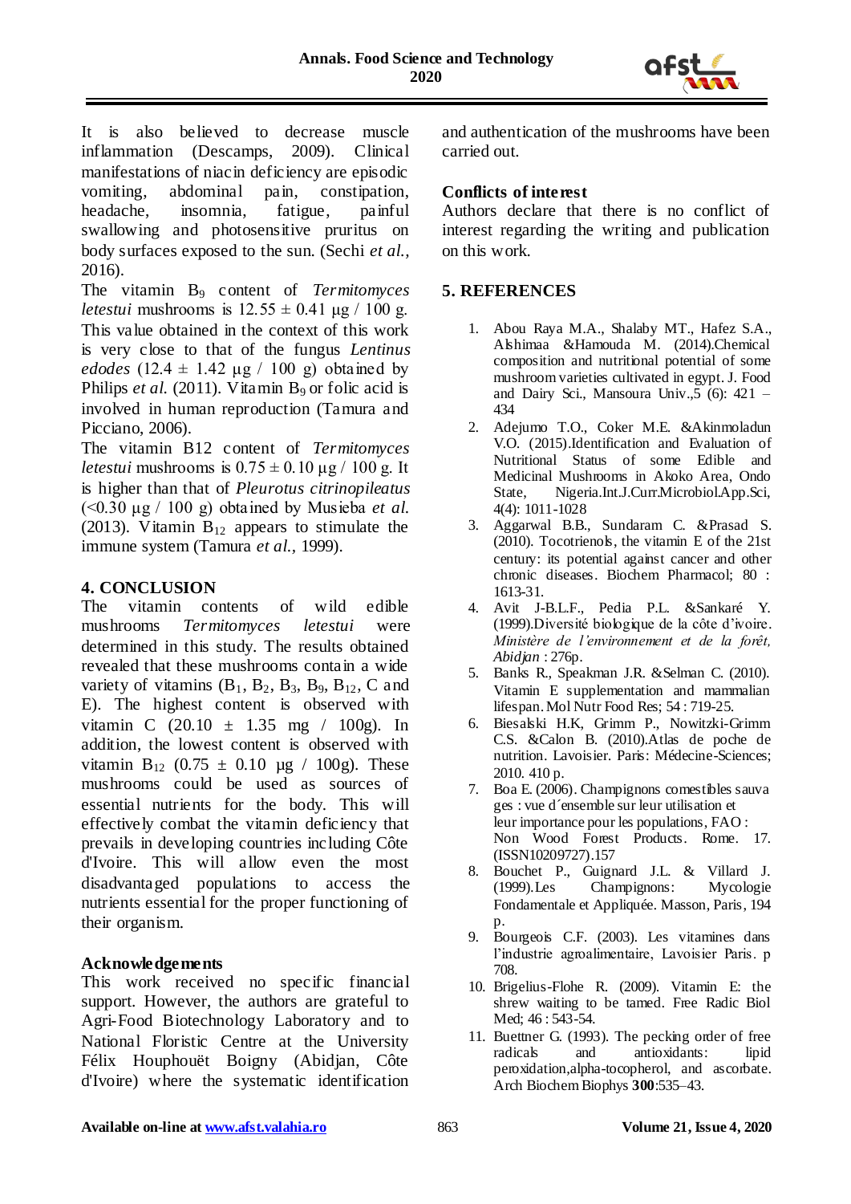It is also believed to decrease muscle inflammation (Descamps, 2009). Clinical manifestations of niacin deficiency are episodic vomiting, abdominal pain, constipation, headache, insomnia, fatigue, painful swallowing and photosensitive pruritus on body surfaces exposed to the sun. (Sechi *et al.,* 2016).

The vitamin $B_9$ content of *Termitomyces letestui* mushrooms is 12.55 ± 0.41 µg / 100 g. This value obtained in the context of this work is very close to that of the fungus *Lentinus edodes* (12.4 ± 1.42 µg / 100 g) obtained by Philips *et al.* (2011). Vitamin $B_9$ or folic acid is involved in human reproduction (Tamura and Picciano, 2006).

The vitamin B12 content of *Termitomyces letestui* mushrooms is 0.75 ± 0.10 µg / 100 g. It is higher than that of *Pleurotus citrinopileatus* (<0.30 µg / 100 g) obtained by Musieba *et al.* (2013). Vitamin $B_{12}$ appears to stimulate the immune system (Tamura *et al.,* 1999).

## 4. CONCLUSION

The vitamin contents of wild edible mushrooms *Termitomyces letestui* were determined in this study. The results obtained revealed that these mushrooms contain a wide variety of vitamins ($B_1$, $B_2$, $B_3$, $B_9$, $B_{12}$, C and E). The highest content is observed with vitamin C (20.10 ± 1.35 mg / 100g). In addition, the lowest content is observed with vitamin $B_{12}$ (0.75 ± 0.10 µg / 100g). These mushrooms could be used as sources of essential nutrients for the body. This will effectively combat the vitamin deficiency that prevails in developing countries including Côte d'Ivoire. This will allow even the most disadvantaged populations to access the nutrients essential for the proper functioning of their organism.

### Acknowledgements

This work received no specific financial support. However, the authors are grateful to Agri-Food Biotechnology Laboratory and to National Floristic Centre at the University Félix Houphouët Boigny (Abidjan, Côte d'Ivoire) where the systematic identification and authentication of the mushrooms have been carried out.

### Conflicts of interest

Authors declare that there is no conflict of interest regarding the writing and publication on this work.

## 5. REFERENCES

1. Abou Raya M.A., Shalaby MT., Hafez S.A., Alshimaa &Hamouda M. (2014).Chemical composition and nutritional potential of some mushroom varieties cultivated in egypt. J. Food and Dairy Sci., Mansoura Univ.,5 (6): 421 – 434
2. Adejumo T.O., Coker M.E. &Akinmoladun V.O. (2015).Identification and Evaluation of Nutritional Status of some Edible and Medicinal Mushrooms in Akoko Area, Ondo State, Nigeria.Int.J.Curr.Microbiol.App.Sci, 4(4): 1011-1028
3. Aggarwal B.B., Sundaram C. &Prasad S. (2010). Tocotrienols, the vitamin E of the 21st century: its potential against cancer and other chronic diseases. Biochem Pharmacol; 80 : 1613-31.
4. Avit J-B.L.F., Pedia P.L. &Sankaré Y. (1999).Diversité biologique de la côte d'ivoire. *Ministère de l'environnement et de la forêt, Abidjan* : 276p.
5. Banks R., Speakman J.R. &Selman C. (2010). Vitamin E supplementation and mammalian lifespan. Mol Nutr Food Res; 54 : 719-25.
6. Biesalski H.K, Grimm P., Nowitzki-Grimm C.S. &Calon B. (2010).Atlas de poche de nutrition. Lavoisier. Paris: Médecine-Sciences; 2010. 410 p.
7. Boa E. (2006). Champignons comestibles sauvages : vue d´ensemble sur leur utilisation et leur importance pour les populations, FAO : Non Wood Forest Products. Rome. 17. (ISSN10209727).157
8. Bouchet P., Guignard J.L. & Villard J. (1999).Les Champignons: Mycologie Fondamentale et Appliquée. Masson, Paris, 194 p.
9. Bourgeois C.F. (2003). Les vitamines dans l'industrie agroalimentaire, Lavoisier Paris. p 708.
10. Brigelius-Flohe R. (2009). Vitamin E: the shrew waiting to be tamed. Free Radic Biol Med; 46 : 543-54.
11. Buettner G. (1993). The pecking order of free radicals and antioxidants: lipid peroxidation,alpha-tocopherol, and ascorbate. Arch Biochem Biophys **300**:535–43.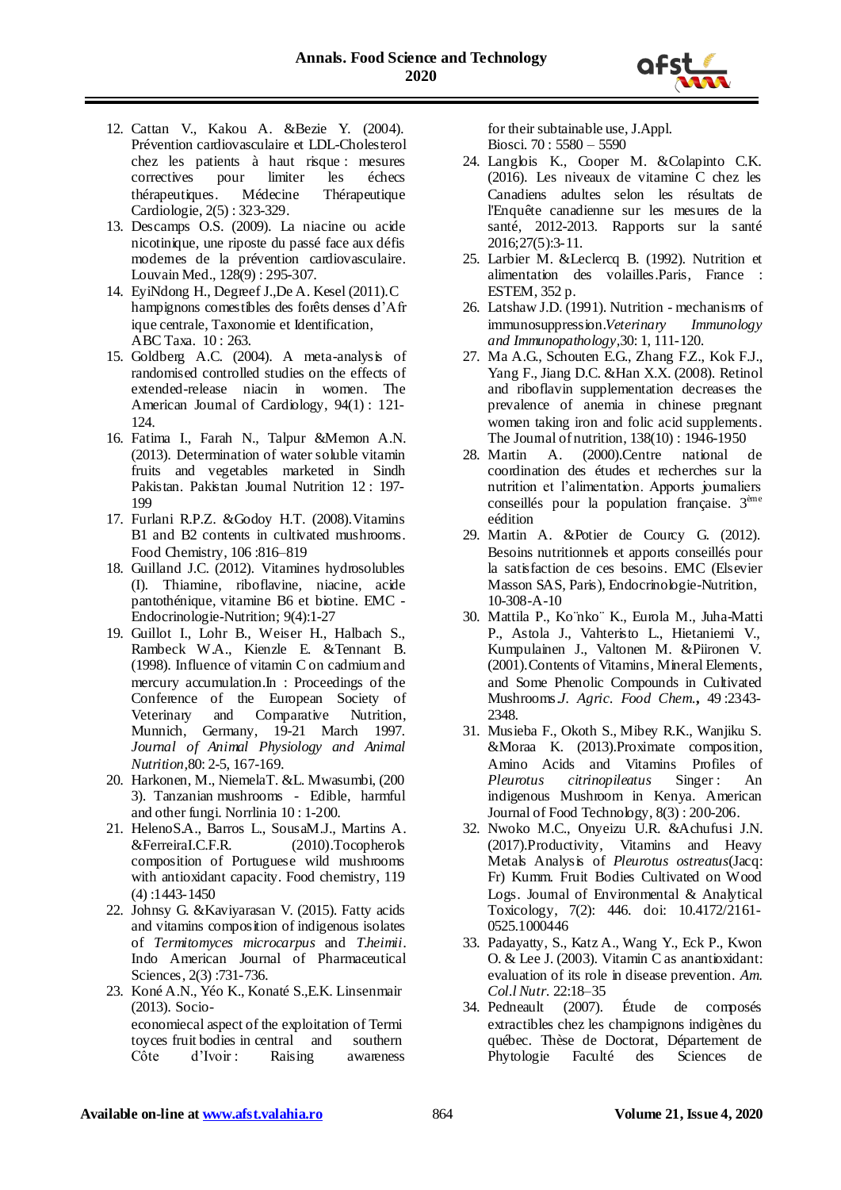12. Cattan V., Kakou A. &Bezie Y. (2004). Prévention cardiovasculaire et LDL-Cholesterol chez les patients à haut risque : mesures correctives pour limiter les échecs thérapeutiques. Médecine Thérapeutique Cardiologie, 2(5) : 323-329.
13. Descamps O.S. (2009). La niacine ou acide nicotinique, une riposte du passé face aux défis modernes de la prévention cardiovasculaire. Louvain Med., 128(9) : 295-307.
14. EyiNdong H., Degreef J.,De A. Kesel (2011).C hampignons comestibles des forêts denses d'Afr ique centrale, Taxonomie et Identification, ABC Taxa. 10 : 263.
15. Goldberg A.C. (2004). A meta-analysis of randomised controlled studies on the effects of extended-release niacin in women. The American Journal of Cardiology, 94(1) : 121-124.
16. Fatima I., Farah N., Talpur &Memon A.N. (2013). Determination of water soluble vitamin fruits and vegetables marketed in Sindh Pakistan. Pakistan Journal Nutrition 12 : 197-199
17. Furlani R.P.Z. &Godoy H.T. (2008).Vitamins B1 and B2 contents in cultivated mushrooms. Food Chemistry, 106 :816–819
18. Guilland J.C. (2012). Vitamines hydrosolubles (I). Thiamine, riboflavine, niacine, acide pantothénique, vitamine B6 et biotine. EMC - Endocrinologie-Nutrition; 9(4):1-27
19. Guillot I., Lohr B., Weiser H., Halbach S., Rambeck W.A., Kienzle E. &Tennant B. (1998). Influence of vitamin C on cadmium and mercury accumulation.In : Proceedings of the Conference of the European Society of Veterinary and Comparative Nutrition, Munnich, Germany, 19-21 March 1997. *Journal of Animal Physiology and Animal Nutrition*,80: 2-5, 167-169.
20. Harkonen, M., NiemelaT. &L. Mwasumbi, (200 3). Tanzanian mushrooms - Edible, harmful and other fungi. Norrlinia 10 : 1-200.
21. HelenoS.A., Barros L., SousaM.J., Martins A. &FerreiraI.C.F.R. (2010).Tocopherols composition of Portuguese wild mushrooms with antioxidant capacity. Food chemistry, 119 (4) :1443-1450
22. Johnsy G. &Kaviyarasan V. (2015). Fatty acids and vitamins composition of indigenous isolates of *Termitomyces microcarpus* and *T.heimii*. Indo American Journal of Pharmaceutical Sciences, 2(3) :731-736.
23. Koné A.N., Yéo K., Konaté S.,E.K. Linsenmair (2013). Socio-economiecal aspect of the exploitation of Termi toyces fruit bodies in central and southern Côte d'Ivoir : Raising awareness for their subtainable use, J.Appl. Biosci. 70 : 5580 – 5590
24. Langlois K., Cooper M. &Colapinto C.K. (2016). Les niveaux de vitamine C chez les Canadiens adultes selon les résultats de l'Enquête canadienne sur les mesures de la santé, 2012-2013. Rapports sur la santé 2016;27(5):3-11.
25. Larbier M. &Leclercq B. (1992). Nutrition et alimentation des volailles.Paris, France : ESTEM, 352 p.
26. Latshaw J.D. (1991). Nutrition - mechanisms of immunosuppression.*Veterinary Immunology and Immunopathology*,30: 1, 111-120.
27. Ma A.G., Schouten E.G., Zhang F.Z., Kok F.J., Yang F., Jiang D.C. &Han X.X. (2008). Retinol and riboflavin supplementation decreases the prevalence of anemia in chinese pregnant women taking iron and folic acid supplements. The Journal of nutrition, 138(10) : 1946-1950
28. Martin A. (2000).Centre national de coordination des études et recherches sur la nutrition et l'alimentation. Apports journaliers conseillés pour la population française. 3[ème] eédition
29. Martin A. &Potier de Courcy G. (2012). Besoins nutritionnels et apports conseillés pour la satisfaction de ces besoins. EMC (Elsevier Masson SAS, Paris), Endocrinologie-Nutrition, 10-308-A-10
30. Mattila P., Ko¨nko¨ K., Eurola M., Juha-Matti P., Astola J., Vahteristo L., Hietaniemi V., Kumpulainen J., Valtonen M. &Piironen V. (2001).Contents of Vitamins, Mineral Elements, and Some Phenolic Compounds in Cultivated Mushrooms.*J. Agric. Food Chem.***,** 49 :2343-2348.
31. Musieba F., Okoth S., Mibey R.K., Wanjiku S. &Moraa K. (2013).Proximate composition, Amino Acids and Vitamins Profiles of *Pleurotus citrinopileatus* Singer : An indigenous Mushroom in Kenya. American Journal of Food Technology, 8(3) : 200-206.
32. Nwoko M.C., Onyeizu U.R. &Achufusi J.N. (2017).Productivity, Vitamins and Heavy Metals Analysis of *Pleurotus ostreatus*(Jacq: Fr) Kumm. Fruit Bodies Cultivated on Wood Logs. Journal of Environmental & Analytical Toxicology, 7(2): 446. doi: 10.4172/2161-0525.1000446
33. Padayatty, S., Katz A., Wang Y., Eck P., Kwon O. & Lee J. (2003). Vitamin C as anantioxidant: evaluation of its role in disease prevention. *Am. Col.l Nutr.* 22:18–35
34. Pedneault (2007). Étude de composés extractibles chez les champignons indigènes du québec. Thèse de Doctorat, Département de Phytologie Faculté des Sciences de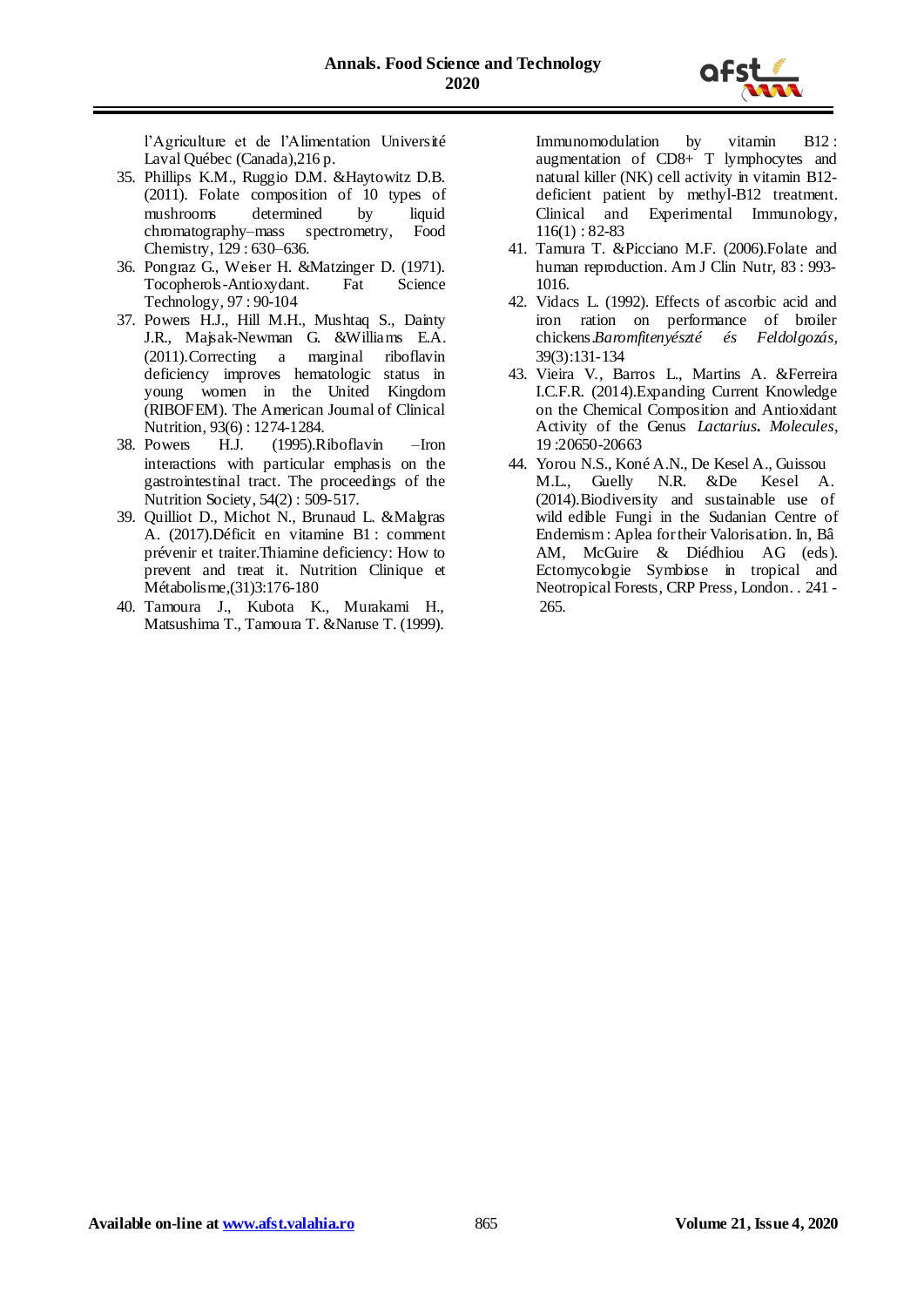l'Agriculture et de l'Alimentation Université Laval Québec (Canada),216 p.

35. Phillips K.M., Ruggio D.M. &Haytowitz D.B. (2011). Folate composition of 10 types of mushrooms determined by liquid chromatography–mass spectrometry, Food Chemistry, 129 : 630–636.
36. Pongraz G., Weiser H. &Matzinger D. (1971). Tocopherols-Antioxydant. Fat Science Technology, 97 : 90-104
37. Powers H.J., Hill M.H., Mushtaq S., Dainty J.R., Majsak-Newman G. &Williams E.A. (2011).Correcting a marginal riboflavin deficiency improves hematologic status in young women in the United Kingdom (RIBOFEM). The American Journal of Clinical Nutrition, 93(6) : 1274-1284.
38. Powers H.J. (1995).Riboflavin –Iron interactions with particular emphasis on the gastrointestinal tract. The proceedings of the Nutrition Society, 54(2) : 509-517.
39. Quilliot D., Michot N., Brunaud L. &Malgras A. (2017).Déficit en vitamine B1 : comment prévenir et traiter.Thiamine deficiency: How to prevent and treat it. Nutrition Clinique et Métabolisme,(31)3:176-180
40. Tamoura J., Kubota K., Murakami H., Matsushima T., Tamoura T. &Naruse T. (1999). Immunomodulation by vitamin B12 : augmentation of CD8+ T lymphocytes and natural killer (NK) cell activity in vitamin B12-deficient patient by methyl-B12 treatment. Clinical and Experimental Immunology, 116(1) : 82-83
41. Tamura T. &Picciano M.F. (2006).Folate and human reproduction. Am J Clin Nutr, 83 : 993-1016.
42. Vidacs L. (1992). Effects of ascorbic acid and iron ration on performance of broiler chickens.*Baromfitenyészté és Feldolgozás*, 39(3):131-134
43. Vieira V., Barros L., Martins A. &Ferreira I.C.F.R. (2014).Expanding Current Knowledge on the Chemical Composition and Antioxidant Activity of the Genus *Lactarius*. *Molecules*, 19 :20650-20663
44. Yorou N.S., Koné A.N., De Kesel A., Guissou M.L., Guelly N.R. &De Kesel A. (2014).Biodiversity and sustainable use of wild edible Fungi in the Sudanian Centre of Endemism : Aplea for their Valorisation. In, Bâ AM, McGuire & Diédhiou AG (eds). Ectomycologie Symbiose in tropical and Neotropical Forests, CRP Press, London. . 241 - 265.